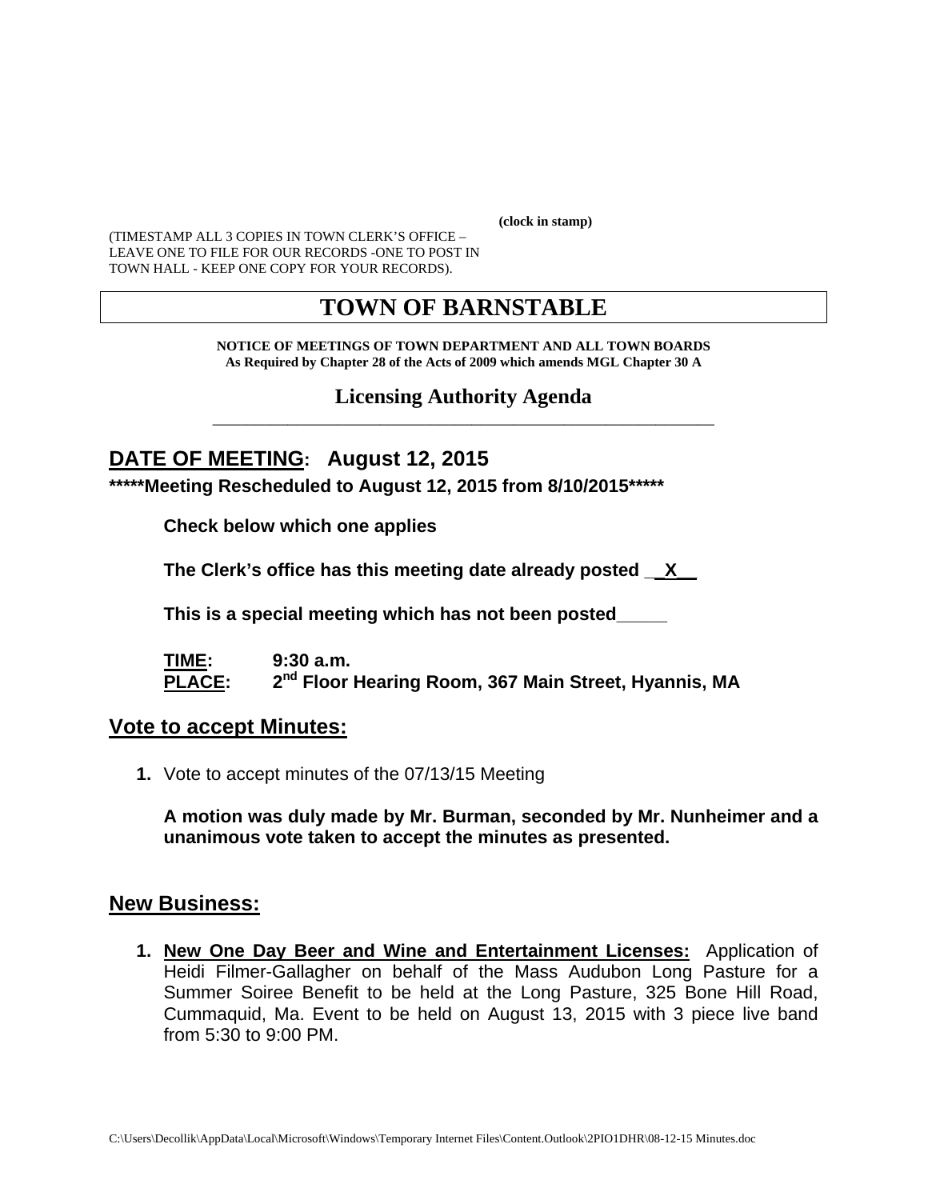**(clock in stamp)**

(TIMESTAMP ALL 3 COPIES IN TOWN CLERK'S OFFICE – LEAVE ONE TO FILE FOR OUR RECORDS -ONE TO POST IN TOWN HALL - KEEP ONE COPY FOR YOUR RECORDS).

# TOWN OF BARNSTABLE

**NOTICE OF MEETINGS OF TOWN DEPARTMENT AND ALL TOWN BOARDS**
**As Required by Chapter 28 of the Acts of 2009 which amends MGL Chapter 30 A**

## Licensing Authority Agenda

## DATE OF MEETING: August 12, 2015

**\*\*\*\*\*Meeting Rescheduled to August 12, 2015 from 8/10/2015\*\*\*\*\***

**Check below which one applies**

**The Clerk's office has this meeting date already posted \_\_X\_\_**

**This is a special meeting which has not been posted\_\_\_\_\_**

**TIME:** 9:30 a.m.
**PLACE:** 2nd Floor Hearing Room, 367 Main Street, Hyannis, MA

## Vote to accept Minutes:

1. Vote to accept minutes of the 07/13/15 Meeting

   **A motion was duly made by Mr. Burman, seconded by Mr. Nunheimer and a unanimous vote taken to accept the minutes as presented.**

## New Business:

1. **New One Day Beer and Wine and Entertainment Licenses:** Application of Heidi Filmer-Gallagher on behalf of the Mass Audubon Long Pasture for a Summer Soiree Benefit to be held at the Long Pasture, 325 Bone Hill Road, Cummaquid, Ma. Event to be held on August 13, 2015 with 3 piece live band from 5:30 to 9:00 PM.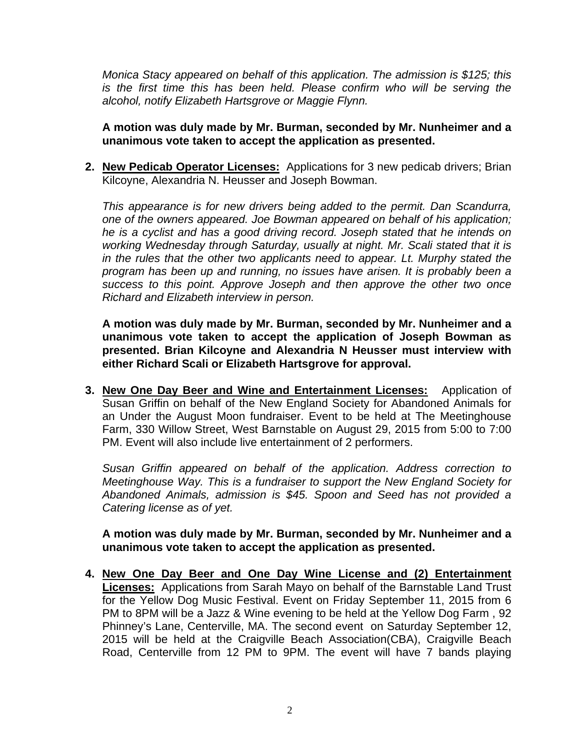*Monica Stacy appeared on behalf of this application. The admission is $125; this is the first time this has been held. Please confirm who will be serving the alcohol, notify Elizabeth Hartsgrove or Maggie Flynn.*

**A motion was duly made by Mr. Burman, seconded by Mr. Nunheimer and a unanimous vote taken to accept the application as presented.**

2. **New Pedicab Operator Licenses:** Applications for 3 new pedicab drivers; Brian Kilcoyne, Alexandria N. Heusser and Joseph Bowman.

   *This appearance is for new drivers being added to the permit. Dan Scandurra, one of the owners appeared. Joe Bowman appeared on behalf of his application; he is a cyclist and has a good driving record. Joseph stated that he intends on working Wednesday through Saturday, usually at night. Mr. Scali stated that it is in the rules that the other two applicants need to appear. Lt. Murphy stated the program has been up and running, no issues have arisen. It is probably been a success to this point. Approve Joseph and then approve the other two once Richard and Elizabeth interview in person.*

   **A motion was duly made by Mr. Burman, seconded by Mr. Nunheimer and a unanimous vote taken to accept the application of Joseph Bowman as presented. Brian Kilcoyne and Alexandria N Heusser must interview with either Richard Scali or Elizabeth Hartsgrove for approval.**

3. **New One Day Beer and Wine and Entertainment Licenses:** Application of Susan Griffin on behalf of the New England Society for Abandoned Animals for an Under the August Moon fundraiser. Event to be held at The Meetinghouse Farm, 330 Willow Street, West Barnstable on August 29, 2015 from 5:00 to 7:00 PM. Event will also include live entertainment of 2 performers.

   *Susan Griffin appeared on behalf of the application. Address correction to Meetinghouse Way. This is a fundraiser to support the New England Society for Abandoned Animals, admission is $45. Spoon and Seed has not provided a Catering license as of yet.*

   **A motion was duly made by Mr. Burman, seconded by Mr. Nunheimer and a unanimous vote taken to accept the application as presented.**

4. **New One Day Beer and One Day Wine License and (2) Entertainment Licenses:** Applications from Sarah Mayo on behalf of the Barnstable Land Trust for the Yellow Dog Music Festival. Event on Friday September 11, 2015 from 6 PM to 8PM will be a Jazz & Wine evening to be held at the Yellow Dog Farm , 92 Phinney's Lane, Centerville, MA. The second event on Saturday September 12, 2015 will be held at the Craigville Beach Association(CBA), Craigville Beach Road, Centerville from 12 PM to 9PM. The event will have 7 bands playing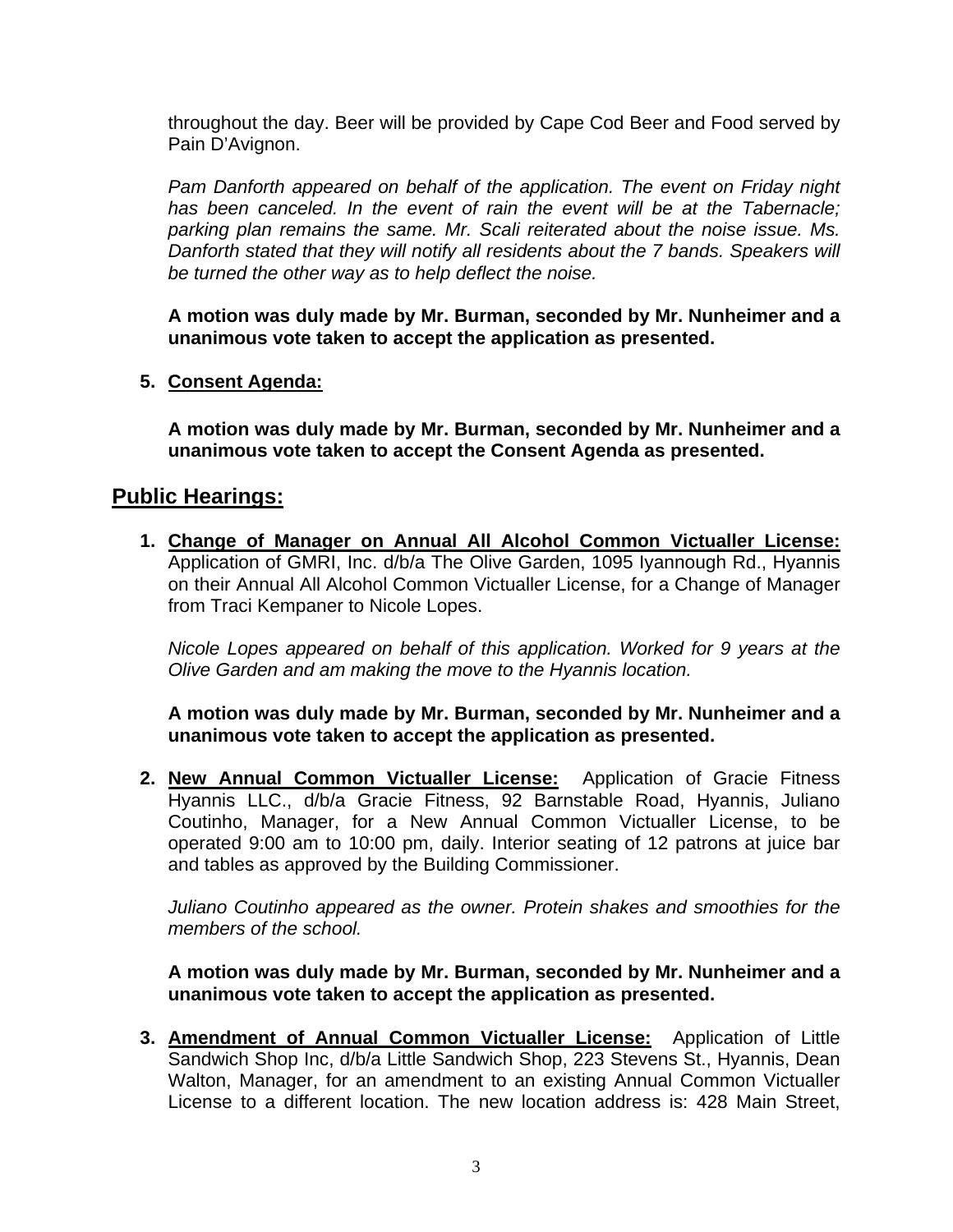throughout the day. Beer will be provided by Cape Cod Beer and Food served by Pain D'Avignon.

*Pam Danforth appeared on behalf of the application. The event on Friday night has been canceled. In the event of rain the event will be at the Tabernacle; parking plan remains the same. Mr. Scali reiterated about the noise issue. Ms. Danforth stated that they will notify all residents about the 7 bands. Speakers will be turned the other way as to help deflect the noise.*

**A motion was duly made by Mr. Burman, seconded by Mr. Nunheimer and a unanimous vote taken to accept the application as presented.**

5. **Consent Agenda:**

**A motion was duly made by Mr. Burman, seconded by Mr. Nunheimer and a unanimous vote taken to accept the Consent Agenda as presented.**

## Public Hearings:

1. **Change of Manager on Annual All Alcohol Common Victualler License:** Application of GMRI, Inc. d/b/a The Olive Garden, 1095 Iyannough Rd., Hyannis on their Annual All Alcohol Common Victualler License, for a Change of Manager from Traci Kempaner to Nicole Lopes.

   *Nicole Lopes appeared on behalf of this application. Worked for 9 years at the Olive Garden and am making the move to the Hyannis location.*

   **A motion was duly made by Mr. Burman, seconded by Mr. Nunheimer and a unanimous vote taken to accept the application as presented.**

2. **New Annual Common Victualler License:** Application of Gracie Fitness Hyannis LLC., d/b/a Gracie Fitness, 92 Barnstable Road, Hyannis, Juliano Coutinho, Manager, for a New Annual Common Victualler License, to be operated 9:00 am to 10:00 pm, daily. Interior seating of 12 patrons at juice bar and tables as approved by the Building Commissioner.

   *Juliano Coutinho appeared as the owner. Protein shakes and smoothies for the members of the school.*

   **A motion was duly made by Mr. Burman, seconded by Mr. Nunheimer and a unanimous vote taken to accept the application as presented.**

3. **Amendment of Annual Common Victualler License:** Application of Little Sandwich Shop Inc, d/b/a Little Sandwich Shop, 223 Stevens St., Hyannis, Dean Walton, Manager, for an amendment to an existing Annual Common Victualler License to a different location. The new location address is: 428 Main Street,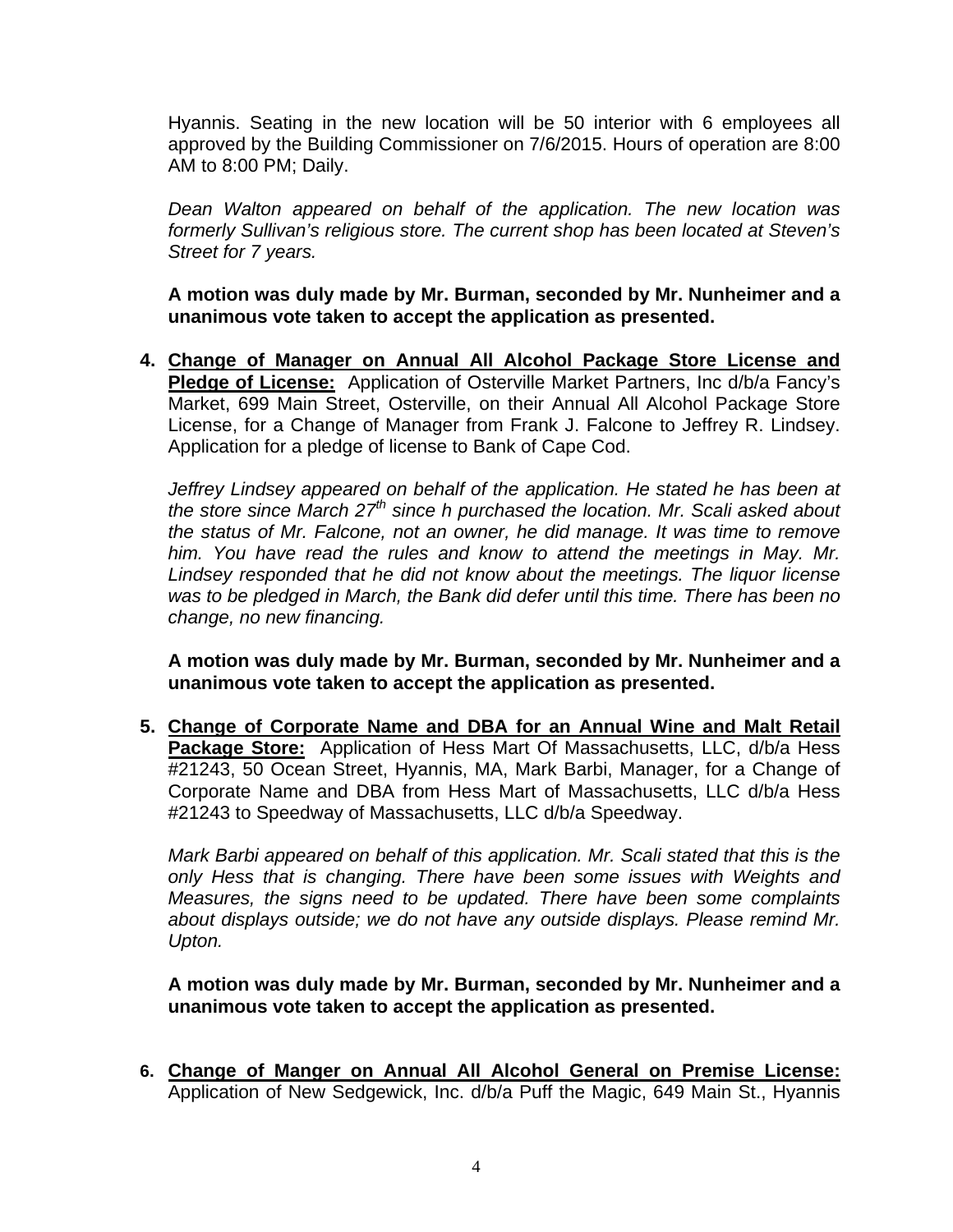Hyannis. Seating in the new location will be 50 interior with 6 employees all approved by the Building Commissioner on 7/6/2015. Hours of operation are 8:00 AM to 8:00 PM; Daily.

*Dean Walton appeared on behalf of the application. The new location was formerly Sullivan's religious store. The current shop has been located at Steven's Street for 7 years.*

**A motion was duly made by Mr. Burman, seconded by Mr. Nunheimer and a unanimous vote taken to accept the application as presented.**

4. **Change of Manager on Annual All Alcohol Package Store License and Pledge of License:** Application of Osterville Market Partners, Inc d/b/a Fancy's Market, 699 Main Street, Osterville, on their Annual All Alcohol Package Store License, for a Change of Manager from Frank J. Falcone to Jeffrey R. Lindsey. Application for a pledge of license to Bank of Cape Cod.

   *Jeffrey Lindsey appeared on behalf of the application. He stated he has been at the store since March 27th since h purchased the location. Mr. Scali asked about the status of Mr. Falcone, not an owner, he did manage. It was time to remove him. You have read the rules and know to attend the meetings in May. Mr. Lindsey responded that he did not know about the meetings. The liquor license was to be pledged in March, the Bank did defer until this time. There has been no change, no new financing.*

   **A motion was duly made by Mr. Burman, seconded by Mr. Nunheimer and a unanimous vote taken to accept the application as presented.**

5. **Change of Corporate Name and DBA for an Annual Wine and Malt Retail Package Store:** Application of Hess Mart Of Massachusetts, LLC, d/b/a Hess #21243, 50 Ocean Street, Hyannis, MA, Mark Barbi, Manager, for a Change of Corporate Name and DBA from Hess Mart of Massachusetts, LLC d/b/a Hess #21243 to Speedway of Massachusetts, LLC d/b/a Speedway.

   *Mark Barbi appeared on behalf of this application. Mr. Scali stated that this is the only Hess that is changing. There have been some issues with Weights and Measures, the signs need to be updated. There have been some complaints about displays outside; we do not have any outside displays. Please remind Mr. Upton.*

   **A motion was duly made by Mr. Burman, seconded by Mr. Nunheimer and a unanimous vote taken to accept the application as presented.**

6. **Change of Manger on Annual All Alcohol General on Premise License:** Application of New Sedgewick, Inc. d/b/a Puff the Magic, 649 Main St., Hyannis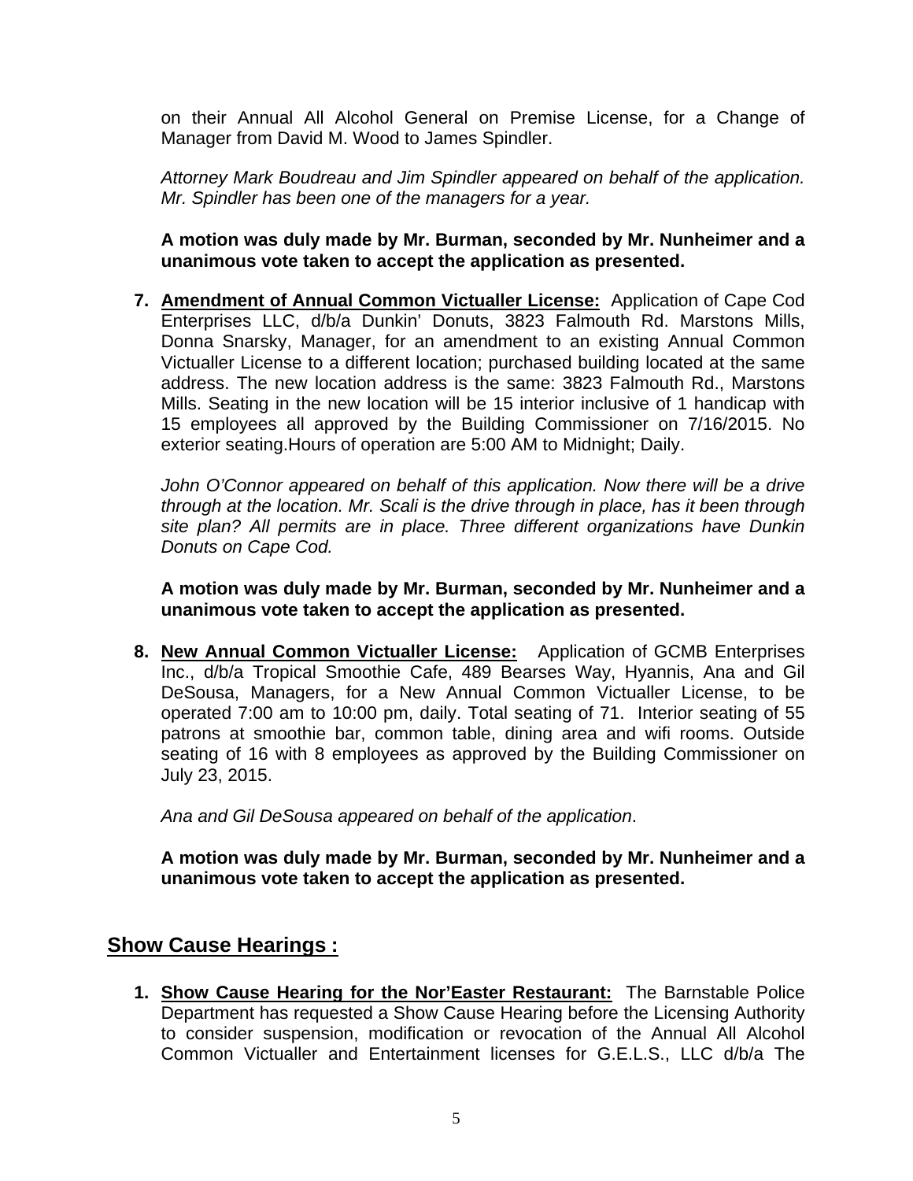on their Annual All Alcohol General on Premise License, for a Change of Manager from David M. Wood to James Spindler.

*Attorney Mark Boudreau and Jim Spindler appeared on behalf of the application. Mr. Spindler has been one of the managers for a year.*

**A motion was duly made by Mr. Burman, seconded by Mr. Nunheimer and a unanimous vote taken to accept the application as presented.**

7. **Amendment of Annual Common Victualler License:** Application of Cape Cod Enterprises LLC, d/b/a Dunkin' Donuts, 3823 Falmouth Rd. Marstons Mills, Donna Snarsky, Manager, for an amendment to an existing Annual Common Victualler License to a different location; purchased building located at the same address. The new location address is the same: 3823 Falmouth Rd., Marstons Mills. Seating in the new location will be 15 interior inclusive of 1 handicap with 15 employees all approved by the Building Commissioner on 7/16/2015. No exterior seating.Hours of operation are 5:00 AM to Midnight; Daily.

   *John O'Connor appeared on behalf of this application. Now there will be a drive through at the location. Mr. Scali is the drive through in place, has it been through site plan? All permits are in place. Three different organizations have Dunkin Donuts on Cape Cod.*

   **A motion was duly made by Mr. Burman, seconded by Mr. Nunheimer and a unanimous vote taken to accept the application as presented.**

8. **New Annual Common Victualler License:** Application of GCMB Enterprises Inc., d/b/a Tropical Smoothie Cafe, 489 Bearses Way, Hyannis, Ana and Gil DeSousa, Managers, for a New Annual Common Victualler License, to be operated 7:00 am to 10:00 pm, daily. Total seating of 71. Interior seating of 55 patrons at smoothie bar, common table, dining area and wifi rooms. Outside seating of 16 with 8 employees as approved by the Building Commissioner on July 23, 2015.

   *Ana and Gil DeSousa appeared on behalf of the application*.

   **A motion was duly made by Mr. Burman, seconded by Mr. Nunheimer and a unanimous vote taken to accept the application as presented.**

## Show Cause Hearings :

1. **Show Cause Hearing for the Nor'Easter Restaurant:** The Barnstable Police Department has requested a Show Cause Hearing before the Licensing Authority to consider suspension, modification or revocation of the Annual All Alcohol Common Victualler and Entertainment licenses for G.E.L.S., LLC d/b/a The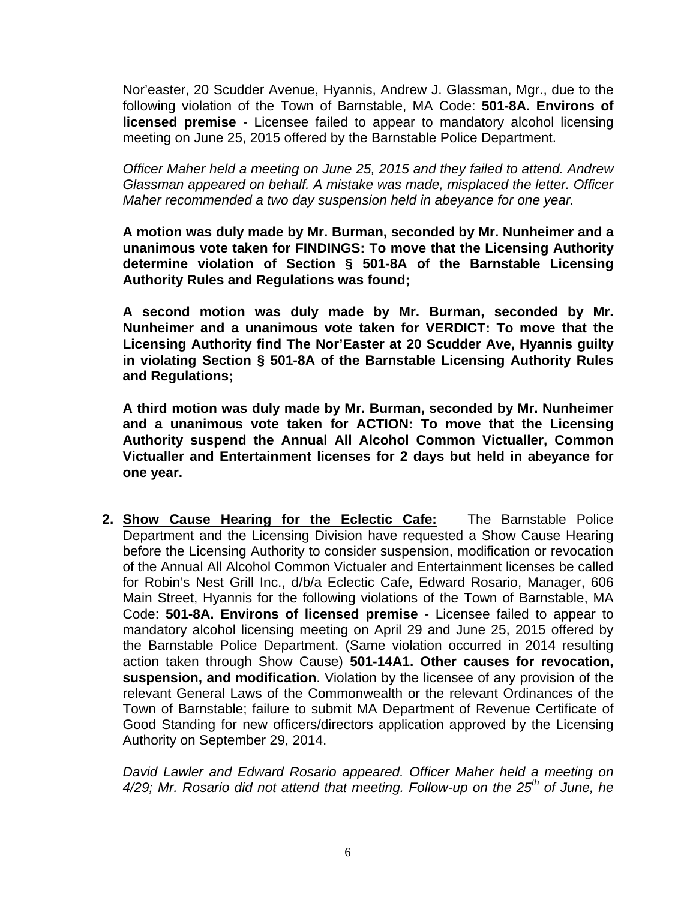Nor'easter, 20 Scudder Avenue, Hyannis, Andrew J. Glassman, Mgr., due to the following violation of the Town of Barnstable, MA Code: **501-8A. Environs of licensed premise** - Licensee failed to appear to mandatory alcohol licensing meeting on June 25, 2015 offered by the Barnstable Police Department.

*Officer Maher held a meeting on June 25, 2015 and they failed to attend. Andrew Glassman appeared on behalf. A mistake was made, misplaced the letter. Officer Maher recommended a two day suspension held in abeyance for one year.*

**A motion was duly made by Mr. Burman, seconded by Mr. Nunheimer and a unanimous vote taken for FINDINGS: To move that the Licensing Authority determine violation of Section § 501-8A of the Barnstable Licensing Authority Rules and Regulations was found;**

**A second motion was duly made by Mr. Burman, seconded by Mr. Nunheimer and a unanimous vote taken for VERDICT: To move that the Licensing Authority find The Nor'Easter at 20 Scudder Ave, Hyannis guilty in violating Section § 501-8A of the Barnstable Licensing Authority Rules and Regulations;**

**A third motion was duly made by Mr. Burman, seconded by Mr. Nunheimer and a unanimous vote taken for ACTION: To move that the Licensing Authority suspend the Annual All Alcohol Common Victualler, Common Victualler and Entertainment licenses for 2 days but held in abeyance for one year.**

2. **Show Cause Hearing for the Eclectic Cafe:** The Barnstable Police Department and the Licensing Division have requested a Show Cause Hearing before the Licensing Authority to consider suspension, modification or revocation of the Annual All Alcohol Common Victualer and Entertainment licenses be called for Robin's Nest Grill Inc., d/b/a Eclectic Cafe, Edward Rosario, Manager, 606 Main Street, Hyannis for the following violations of the Town of Barnstable, MA Code: **501-8A. Environs of licensed premise** - Licensee failed to appear to mandatory alcohol licensing meeting on April 29 and June 25, 2015 offered by the Barnstable Police Department. (Same violation occurred in 2014 resulting action taken through Show Cause) **501-14A1. Other causes for revocation, suspension, and modification**. Violation by the licensee of any provision of the relevant General Laws of the Commonwealth or the relevant Ordinances of the Town of Barnstable; failure to submit MA Department of Revenue Certificate of Good Standing for new officers/directors application approved by the Licensing Authority on September 29, 2014.

   *David Lawler and Edward Rosario appeared. Officer Maher held a meeting on 4/29; Mr. Rosario did not attend that meeting. Follow-up on the 25th of June, he*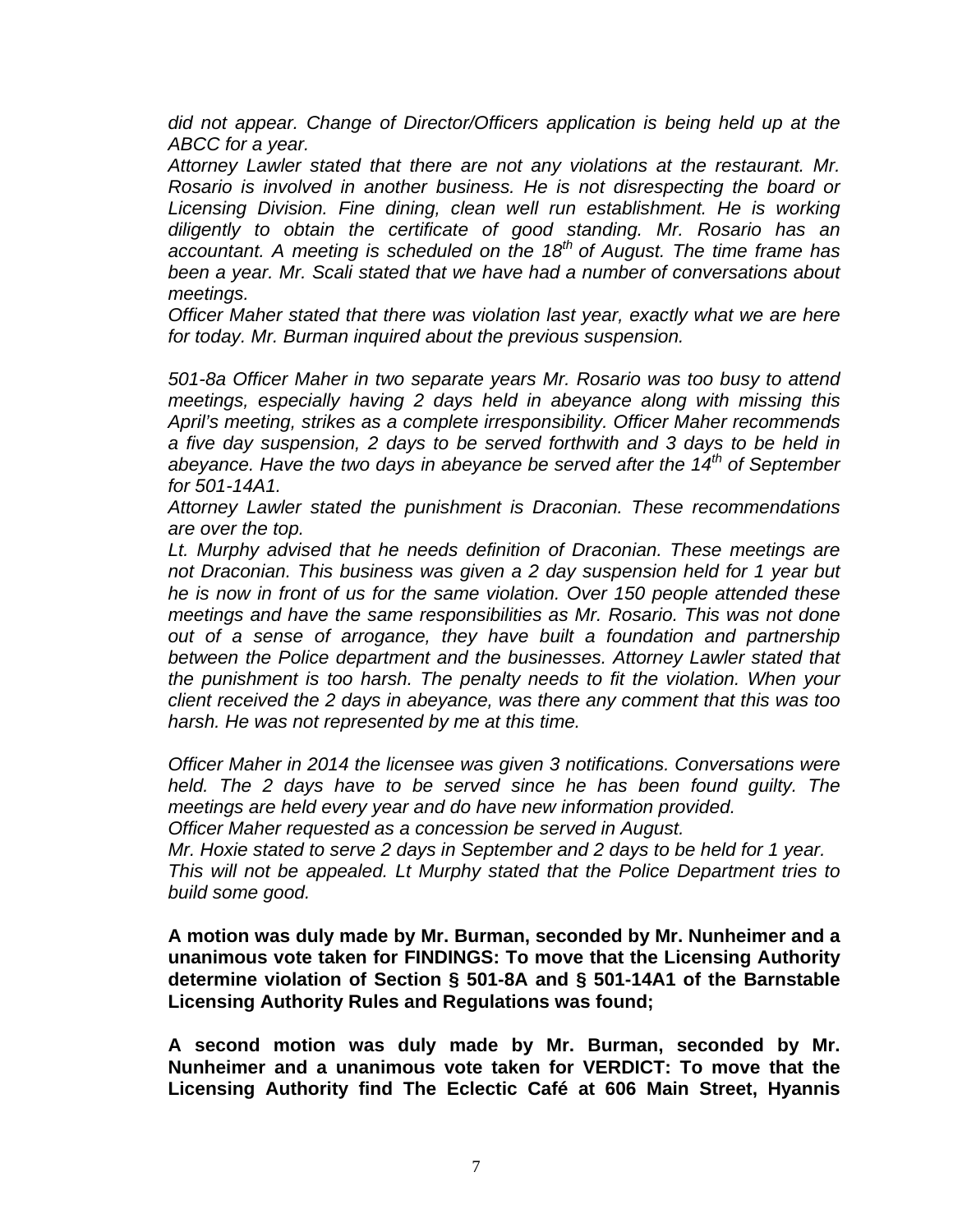*did not appear. Change of Director/Officers application is being held up at the ABCC for a year.*

*Attorney Lawler stated that there are not any violations at the restaurant. Mr. Rosario is involved in another business. He is not disrespecting the board or Licensing Division. Fine dining, clean well run establishment. He is working diligently to obtain the certificate of good standing. Mr. Rosario has an accountant. A meeting is scheduled on the 18th of August. The time frame has been a year. Mr. Scali stated that we have had a number of conversations about meetings.*

*Officer Maher stated that there was violation last year, exactly what we are here for today. Mr. Burman inquired about the previous suspension.*

*501-8a Officer Maher in two separate years Mr. Rosario was too busy to attend meetings, especially having 2 days held in abeyance along with missing this April's meeting, strikes as a complete irresponsibility. Officer Maher recommends a five day suspension, 2 days to be served forthwith and 3 days to be held in abeyance. Have the two days in abeyance be served after the 14th of September for 501-14A1.*

*Attorney Lawler stated the punishment is Draconian. These recommendations are over the top.*

*Lt. Murphy advised that he needs definition of Draconian. These meetings are not Draconian. This business was given a 2 day suspension held for 1 year but he is now in front of us for the same violation. Over 150 people attended these meetings and have the same responsibilities as Mr. Rosario. This was not done out of a sense of arrogance, they have built a foundation and partnership between the Police department and the businesses. Attorney Lawler stated that the punishment is too harsh. The penalty needs to fit the violation. When your client received the 2 days in abeyance, was there any comment that this was too harsh. He was not represented by me at this time.*

*Officer Maher in 2014 the licensee was given 3 notifications. Conversations were held. The 2 days have to be served since he has been found guilty. The meetings are held every year and do have new information provided.*

*Officer Maher requested as a concession be served in August.*

*Mr. Hoxie stated to serve 2 days in September and 2 days to be held for 1 year.*

*This will not be appealed. Lt Murphy stated that the Police Department tries to build some good.*

**A motion was duly made by Mr. Burman, seconded by Mr. Nunheimer and a unanimous vote taken for FINDINGS: To move that the Licensing Authority determine violation of Section § 501-8A and § 501-14A1 of the Barnstable Licensing Authority Rules and Regulations was found;**

**A second motion was duly made by Mr. Burman, seconded by Mr. Nunheimer and a unanimous vote taken for VERDICT: To move that the Licensing Authority find The Eclectic Café at 606 Main Street, Hyannis**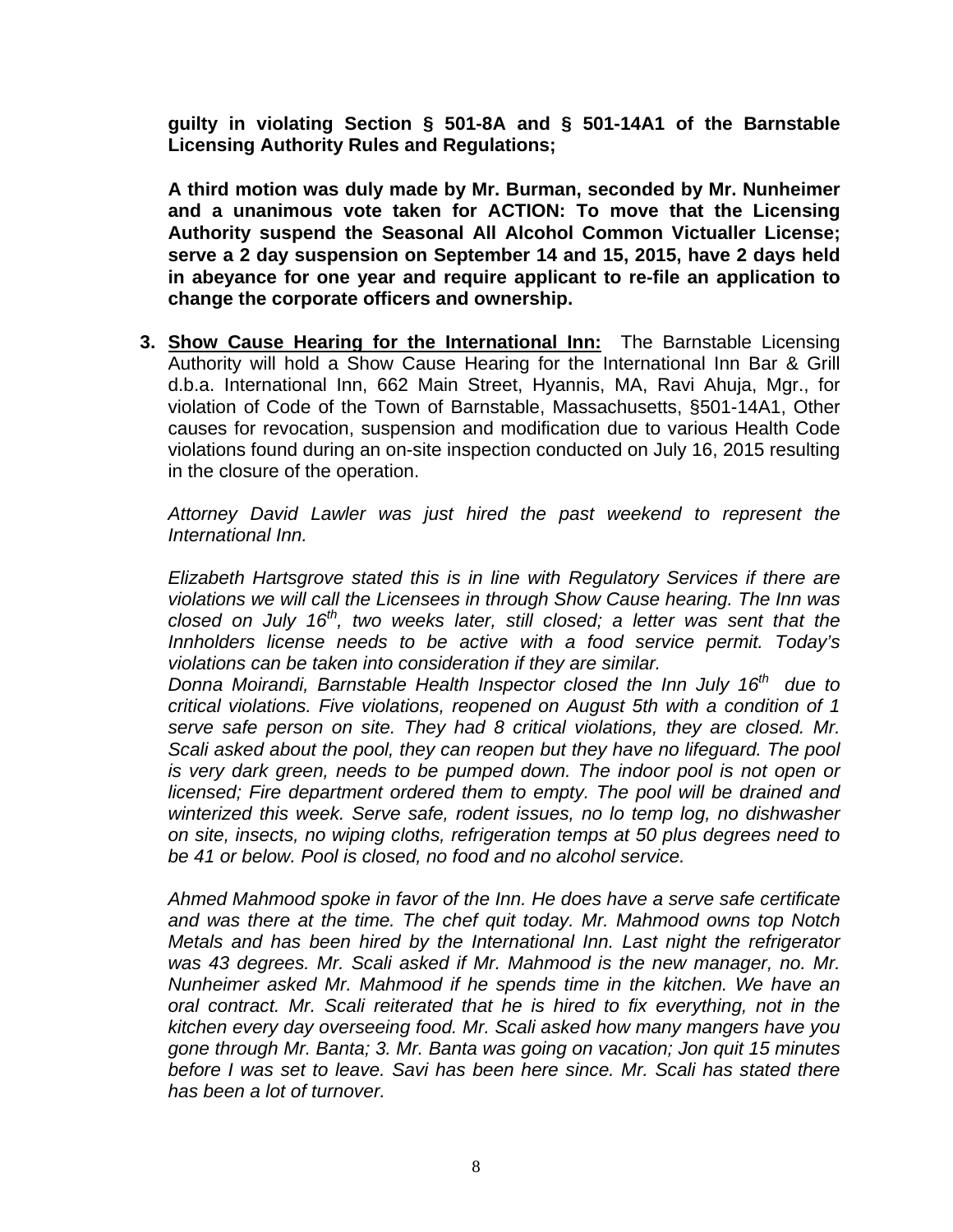**guilty in violating Section § 501-8A and § 501-14A1 of the Barnstable Licensing Authority Rules and Regulations;**

**A third motion was duly made by Mr. Burman, seconded by Mr. Nunheimer and a unanimous vote taken for ACTION: To move that the Licensing Authority suspend the Seasonal All Alcohol Common Victualler License; serve a 2 day suspension on September 14 and 15, 2015, have 2 days held in abeyance for one year and require applicant to re-file an application to change the corporate officers and ownership.**

3. **<u>Show Cause Hearing for the International Inn:</u>** The Barnstable Licensing Authority will hold a Show Cause Hearing for the International Inn Bar & Grill d.b.a. International Inn, 662 Main Street, Hyannis, MA, Ravi Ahuja, Mgr., for violation of Code of the Town of Barnstable, Massachusetts, §501-14A1, Other causes for revocation, suspension and modification due to various Health Code violations found during an on-site inspection conducted on July 16, 2015 resulting in the closure of the operation.

   *Attorney David Lawler was just hired the past weekend to represent the International Inn.*

   *Elizabeth Hartsgrove stated this is in line with Regulatory Services if there are violations we will call the Licensees in through Show Cause hearing. The Inn was closed on July 16th, two weeks later, still closed; a letter was sent that the Innholders license needs to be active with a food service permit. Today's violations can be taken into consideration if they are similar.*
   *Donna Moirandi, Barnstable Health Inspector closed the Inn July 16th due to critical violations. Five violations, reopened on August 5th with a condition of 1 serve safe person on site. They had 8 critical violations, they are closed. Mr. Scali asked about the pool, they can reopen but they have no lifeguard. The pool is very dark green, needs to be pumped down. The indoor pool is not open or licensed; Fire department ordered them to empty. The pool will be drained and winterized this week. Serve safe, rodent issues, no lo temp log, no dishwasher on site, insects, no wiping cloths, refrigeration temps at 50 plus degrees need to be 41 or below. Pool is closed, no food and no alcohol service.*

   *Ahmed Mahmood spoke in favor of the Inn. He does have a serve safe certificate and was there at the time. The chef quit today. Mr. Mahmood owns top Notch Metals and has been hired by the International Inn. Last night the refrigerator was 43 degrees. Mr. Scali asked if Mr. Mahmood is the new manager, no. Mr. Nunheimer asked Mr. Mahmood if he spends time in the kitchen. We have an oral contract. Mr. Scali reiterated that he is hired to fix everything, not in the kitchen every day overseeing food. Mr. Scali asked how many mangers have you gone through Mr. Banta; 3. Mr. Banta was going on vacation; Jon quit 15 minutes before I was set to leave. Savi has been here since. Mr. Scali has stated there has been a lot of turnover.*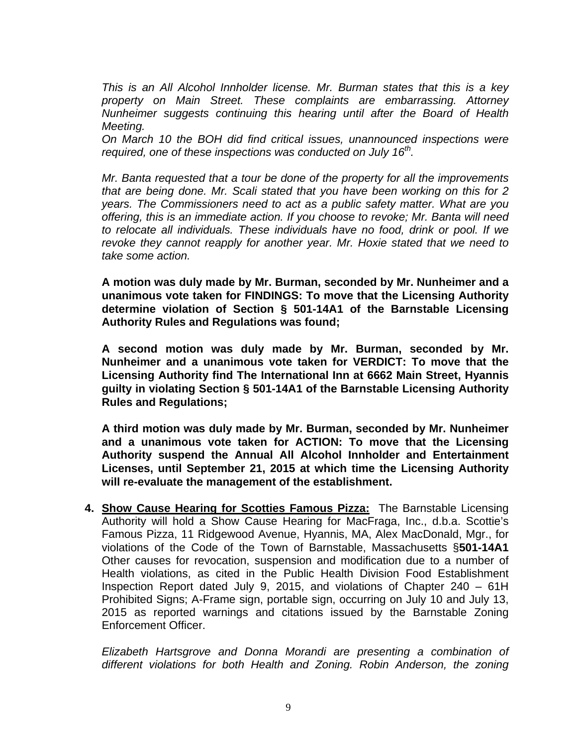*This is an All Alcohol Innholder license. Mr. Burman states that this is a key property on Main Street. These complaints are embarrassing. Attorney Nunheimer suggests continuing this hearing until after the Board of Health Meeting.*

*On March 10 the BOH did find critical issues, unannounced inspections were required, one of these inspections was conducted on July 16th.*

*Mr. Banta requested that a tour be done of the property for all the improvements that are being done. Mr. Scali stated that you have been working on this for 2 years. The Commissioners need to act as a public safety matter. What are you offering, this is an immediate action. If you choose to revoke; Mr. Banta will need to relocate all individuals. These individuals have no food, drink or pool. If we revoke they cannot reapply for another year. Mr. Hoxie stated that we need to take some action.*

**A motion was duly made by Mr. Burman, seconded by Mr. Nunheimer and a unanimous vote taken for FINDINGS: To move that the Licensing Authority determine violation of Section § 501-14A1 of the Barnstable Licensing Authority Rules and Regulations was found;**

**A second motion was duly made by Mr. Burman, seconded by Mr. Nunheimer and a unanimous vote taken for VERDICT: To move that the Licensing Authority find The International Inn at 6662 Main Street, Hyannis guilty in violating Section § 501-14A1 of the Barnstable Licensing Authority Rules and Regulations;**

**A third motion was duly made by Mr. Burman, seconded by Mr. Nunheimer and a unanimous vote taken for ACTION: To move that the Licensing Authority suspend the Annual All Alcohol Innholder and Entertainment Licenses, until September 21, 2015 at which time the Licensing Authority will re-evaluate the management of the establishment.**

4. **<u>Show Cause Hearing for Scotties Famous Pizza:</u>** The Barnstable Licensing Authority will hold a Show Cause Hearing for MacFraga, Inc., d.b.a. Scottie's Famous Pizza, 11 Ridgewood Avenue, Hyannis, MA, Alex MacDonald, Mgr., for violations of the Code of the Town of Barnstable, Massachusetts §**501-14A1** Other causes for revocation, suspension and modification due to a number of Health violations, as cited in the Public Health Division Food Establishment Inspection Report dated July 9, 2015, and violations of Chapter 240 – 61H Prohibited Signs; A-Frame sign, portable sign, occurring on July 10 and July 13, 2015 as reported warnings and citations issued by the Barnstable Zoning Enforcement Officer.

   *Elizabeth Hartsgrove and Donna Morandi are presenting a combination of different violations for both Health and Zoning. Robin Anderson, the zoning*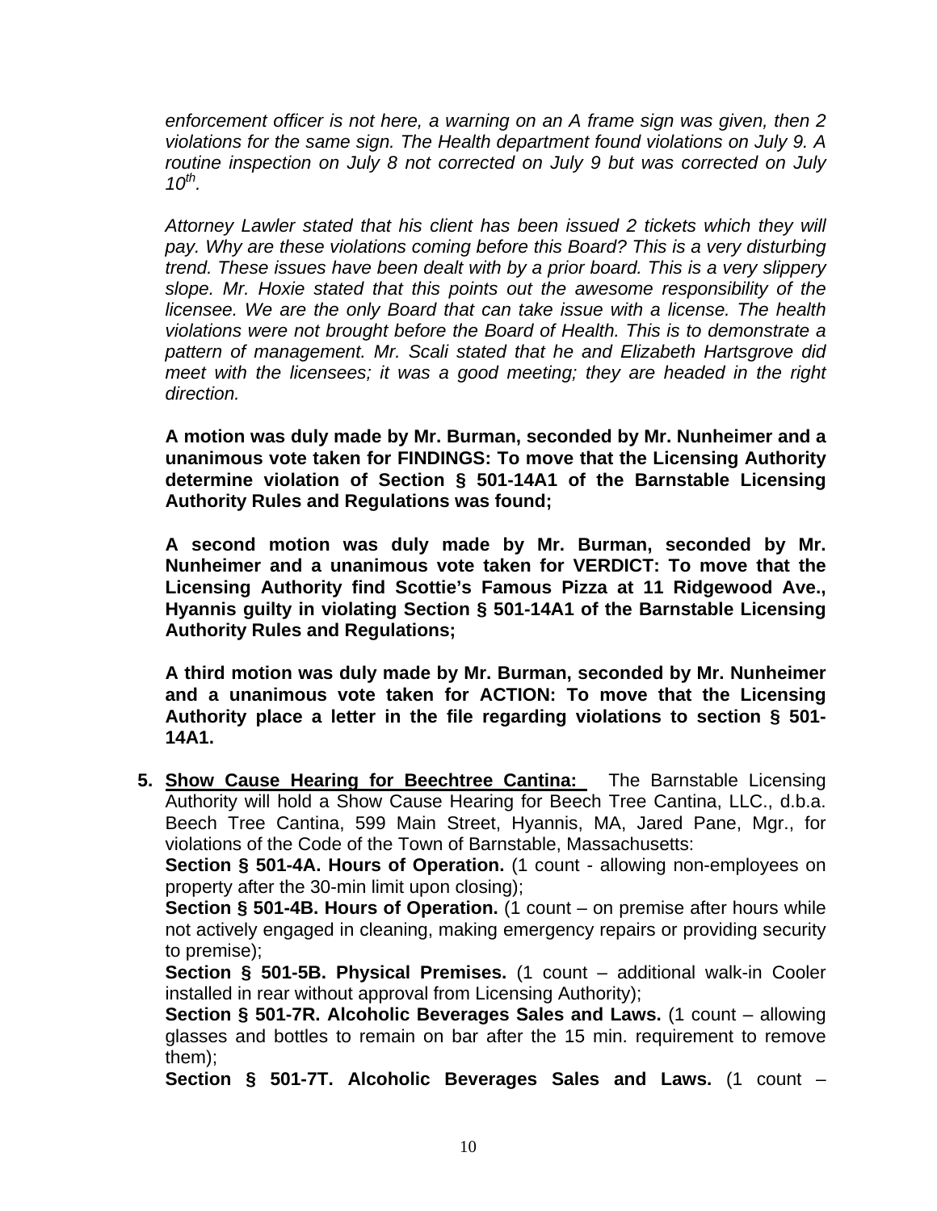*enforcement officer is not here, a warning on an A frame sign was given, then 2 violations for the same sign. The Health department found violations on July 9. A routine inspection on July 8 not corrected on July 9 but was corrected on July 10th.*

*Attorney Lawler stated that his client has been issued 2 tickets which they will pay. Why are these violations coming before this Board? This is a very disturbing trend. These issues have been dealt with by a prior board. This is a very slippery slope. Mr. Hoxie stated that this points out the awesome responsibility of the licensee. We are the only Board that can take issue with a license. The health violations were not brought before the Board of Health. This is to demonstrate a pattern of management. Mr. Scali stated that he and Elizabeth Hartsgrove did meet with the licensees; it was a good meeting; they are headed in the right direction.*

**A motion was duly made by Mr. Burman, seconded by Mr. Nunheimer and a unanimous vote taken for FINDINGS: To move that the Licensing Authority determine violation of Section § 501-14A1 of the Barnstable Licensing Authority Rules and Regulations was found;**

**A second motion was duly made by Mr. Burman, seconded by Mr. Nunheimer and a unanimous vote taken for VERDICT: To move that the Licensing Authority find Scottie's Famous Pizza at 11 Ridgewood Ave., Hyannis guilty in violating Section § 501-14A1 of the Barnstable Licensing Authority Rules and Regulations;**

**A third motion was duly made by Mr. Burman, seconded by Mr. Nunheimer and a unanimous vote taken for ACTION: To move that the Licensing Authority place a letter in the file regarding violations to section § 501-14A1.**

5. **<u>Show Cause Hearing for Beechtree Cantina:</u>** The Barnstable Licensing Authority will hold a Show Cause Hearing for Beech Tree Cantina, LLC., d.b.a. Beech Tree Cantina, 599 Main Street, Hyannis, MA, Jared Pane, Mgr., for violations of the Code of the Town of Barnstable, Massachusetts:
   **Section § 501-4A. Hours of Operation.** (1 count - allowing non-employees on property after the 30-min limit upon closing);
   **Section § 501-4B. Hours of Operation.** (1 count – on premise after hours while not actively engaged in cleaning, making emergency repairs or providing security to premise);
   **Section § 501-5B. Physical Premises.** (1 count – additional walk-in Cooler installed in rear without approval from Licensing Authority);
   **Section § 501-7R. Alcoholic Beverages Sales and Laws.** (1 count – allowing glasses and bottles to remain on bar after the 15 min. requirement to remove them);
   **Section § 501-7T. Alcoholic Beverages Sales and Laws.** (1 count –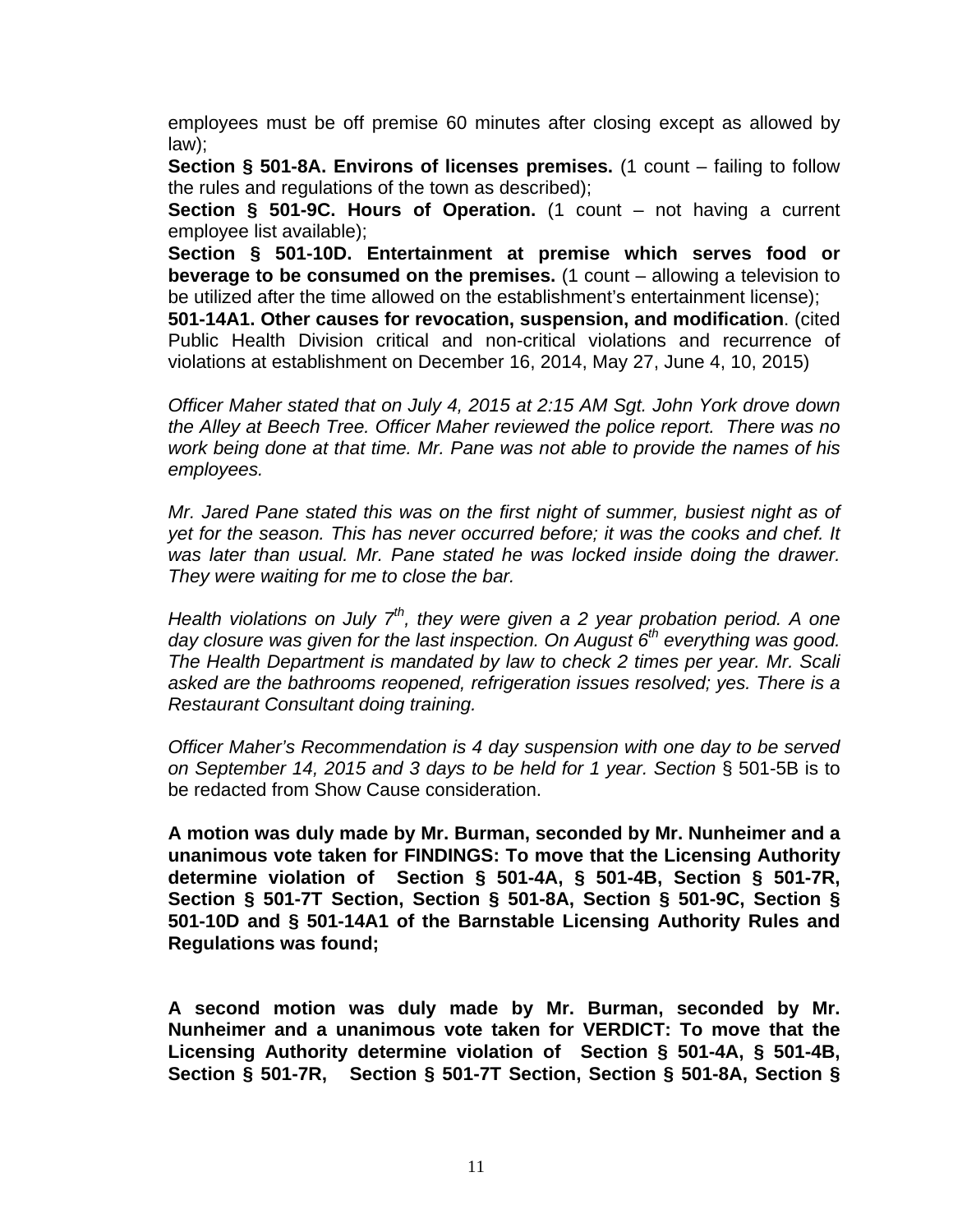employees must be off premise 60 minutes after closing except as allowed by law);

**Section § 501-8A. Environs of licenses premises.** (1 count – failing to follow the rules and regulations of the town as described);

**Section § 501-9C. Hours of Operation.** (1 count – not having a current employee list available);

**Section § 501-10D. Entertainment at premise which serves food or beverage to be consumed on the premises.** (1 count – allowing a television to be utilized after the time allowed on the establishment's entertainment license);

**501-14A1. Other causes for revocation, suspension, and modification**. (cited Public Health Division critical and non-critical violations and recurrence of violations at establishment on December 16, 2014, May 27, June 4, 10, 2015)

*Officer Maher stated that on July 4, 2015 at 2:15 AM Sgt. John York drove down the Alley at Beech Tree. Officer Maher reviewed the police report. There was no work being done at that time. Mr. Pane was not able to provide the names of his employees.*

*Mr. Jared Pane stated this was on the first night of summer, busiest night as of yet for the season. This has never occurred before; it was the cooks and chef. It was later than usual. Mr. Pane stated he was locked inside doing the drawer. They were waiting for me to close the bar.*

*Health violations on July 7th, they were given a 2 year probation period. A one day closure was given for the last inspection. On August 6th everything was good. The Health Department is mandated by law to check 2 times per year. Mr. Scali asked are the bathrooms reopened, refrigeration issues resolved; yes. There is a Restaurant Consultant doing training.*

*Officer Maher's Recommendation is 4 day suspension with one day to be served on September 14, 2015 and 3 days to be held for 1 year. Section* § 501-5B is to be redacted from Show Cause consideration.

**A motion was duly made by Mr. Burman, seconded by Mr. Nunheimer and a unanimous vote taken for FINDINGS: To move that the Licensing Authority determine violation of Section § 501-4A, § 501-4B, Section § 501-7R, Section § 501-7T Section, Section § 501-8A, Section § 501-9C, Section § 501-10D and § 501-14A1 of the Barnstable Licensing Authority Rules and Regulations was found;**

**A second motion was duly made by Mr. Burman, seconded by Mr. Nunheimer and a unanimous vote taken for VERDICT: To move that the Licensing Authority determine violation of Section § 501-4A, § 501-4B, Section § 501-7R, Section § 501-7T Section, Section § 501-8A, Section §**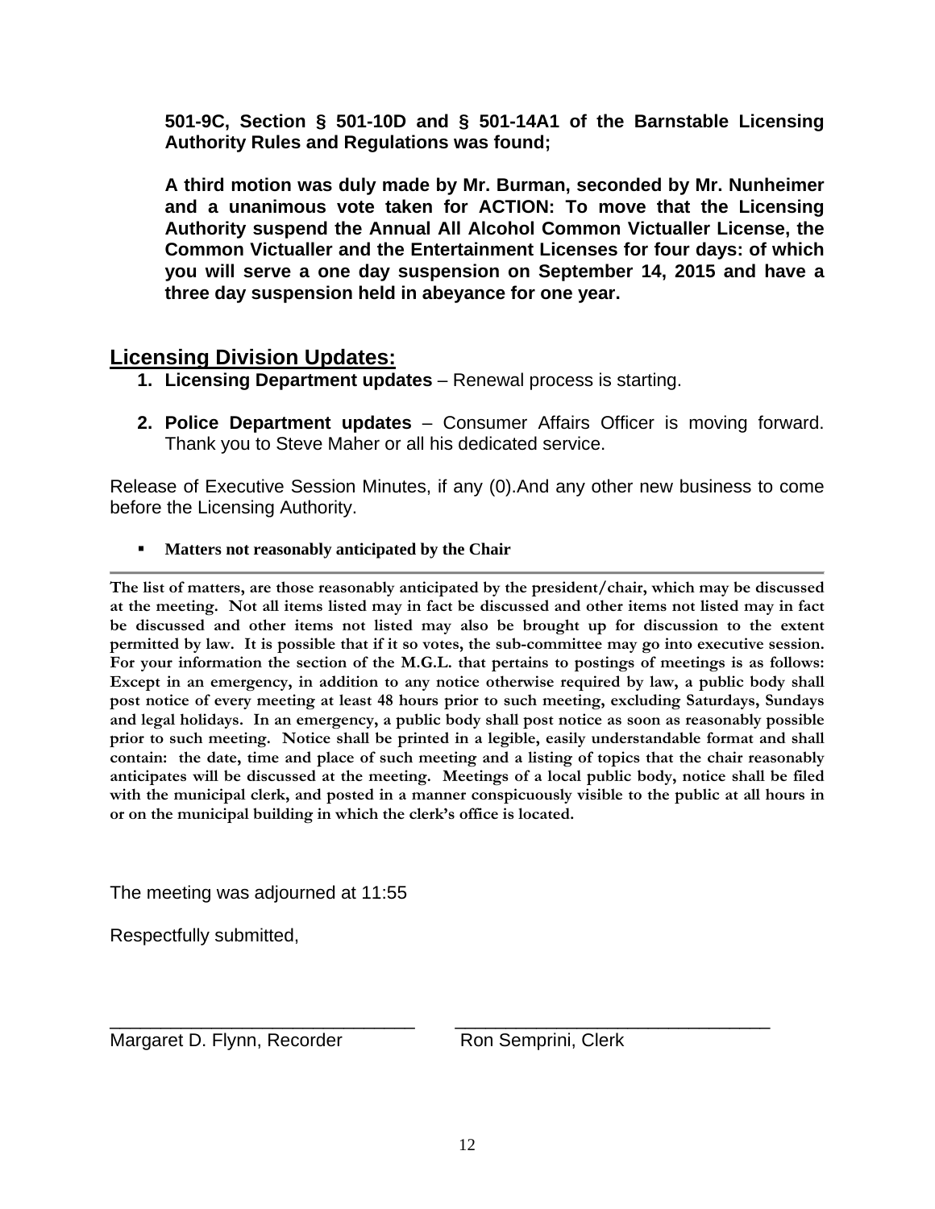**501-9C, Section § 501-10D and § 501-14A1 of the Barnstable Licensing Authority Rules and Regulations was found;**

**A third motion was duly made by Mr. Burman, seconded by Mr. Nunheimer and a unanimous vote taken for ACTION: To move that the Licensing Authority suspend the Annual All Alcohol Common Victualler License, the Common Victualler and the Entertainment Licenses for four days: of which you will serve a one day suspension on September 14, 2015 and have a three day suspension held in abeyance for one year.**

## Licensing Division Updates:

1. **Licensing Department updates** – Renewal process is starting.

2. **Police Department updates** – Consumer Affairs Officer is moving forward. Thank you to Steve Maher or all his dedicated service.

Release of Executive Session Minutes, if any (0).And any other new business to come before the Licensing Authority.

- **Matters not reasonably anticipated by the Chair**

---

**The list of matters, are those reasonably anticipated by the president/chair, which may be discussed at the meeting. Not all items listed may in fact be discussed and other items not listed may in fact be discussed and other items not listed may also be brought up for discussion to the extent permitted by law. It is possible that if it so votes, the sub-committee may go into executive session. For your information the section of the M.G.L. that pertains to postings of meetings is as follows: Except in an emergency, in addition to any notice otherwise required by law, a public body shall post notice of every meeting at least 48 hours prior to such meeting, excluding Saturdays, Sundays and legal holidays. In an emergency, a public body shall post notice as soon as reasonably possible prior to such meeting. Notice shall be printed in a legible, easily understandable format and shall contain: the date, time and place of such meeting and a listing of topics that the chair reasonably anticipates will be discussed at the meeting. Meetings of a local public body, notice shall be filed with the municipal clerk, and posted in a manner conspicuously visible to the public at all hours in or on the municipal building in which the clerk's office is located.**

The meeting was adjourned at 11:55

Respectfully submitted,

_______________________________ _______________________________
Margaret D. Flynn, Recorder Ron Semprini, Clerk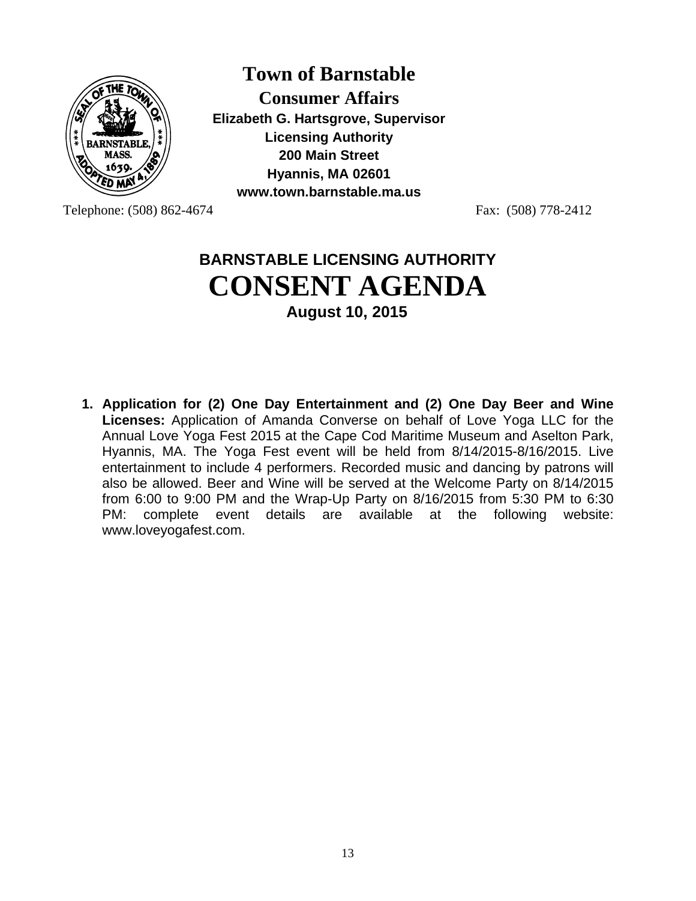# Town of Barnstable

## Consumer Affairs

**Elizabeth G. Hartsgrove, Supervisor**
**Licensing Authority**
**200 Main Street**
**Hyannis, MA 02601**
**www.town.barnstable.ma.us**

Telephone: (508) 862-4674 Fax: (508) 778-2412

## BARNSTABLE LICENSING AUTHORITY

# CONSENT AGENDA

**August 10, 2015**

1. **Application for (2) One Day Entertainment and (2) One Day Beer and Wine Licenses:** Application of Amanda Converse on behalf of Love Yoga LLC for the Annual Love Yoga Fest 2015 at the Cape Cod Maritime Museum and Aselton Park, Hyannis, MA. The Yoga Fest event will be held from 8/14/2015-8/16/2015. Live entertainment to include 4 performers. Recorded music and dancing by patrons will also be allowed. Beer and Wine will be served at the Welcome Party on 8/14/2015 from 6:00 to 9:00 PM and the Wrap-Up Party on 8/16/2015 from 5:30 PM to 6:30 PM: complete event details are available at the following website: www.loveyogafest.com.